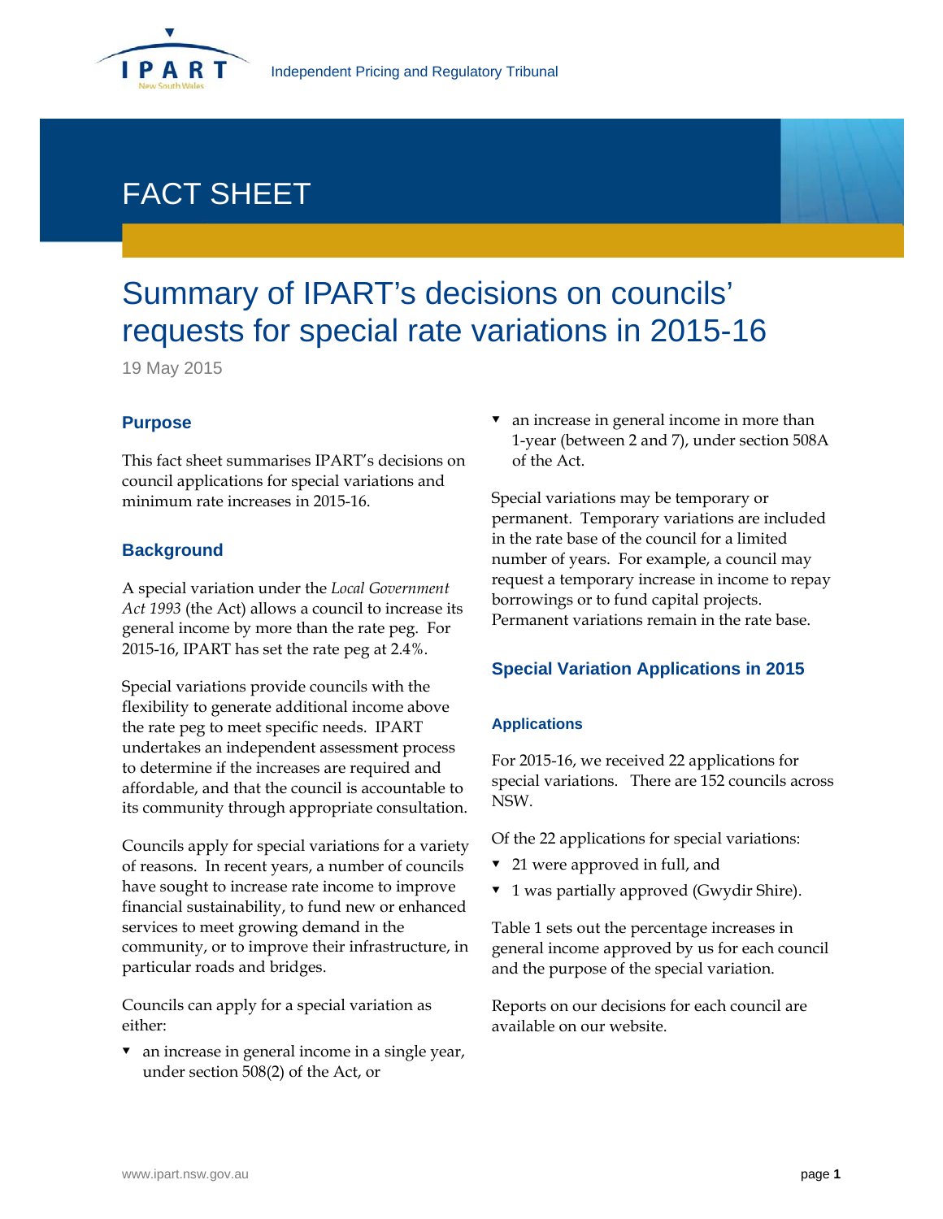Independent Pricing and Regulatory Tribunal

# FACT SHEET

# Summary of IPART's decisions on councils' requests for special rate variations in 2015-16

19 May 2015

## Purpose

This fact sheet summarises IPART's decisions on council applications for special variations and minimum rate increases in 2015-16.

## Background

A special variation under the *Local Government Act 1993* (the Act) allows a council to increase its general income by more than the rate peg. For 2015-16, IPART has set the rate peg at 2.4%.

Special variations provide councils with the flexibility to generate additional income above the rate peg to meet specific needs. IPART undertakes an independent assessment process to determine if the increases are required and affordable, and that the council is accountable to its community through appropriate consultation.

Councils apply for special variations for a variety of reasons. In recent years, a number of councils have sought to increase rate income to improve financial sustainability, to fund new or enhanced services to meet growing demand in the community, or to improve their infrastructure, in particular roads and bridges.

Councils can apply for a special variation as either:

- an increase in general income in a single year, under section 508(2) of the Act, or
- an increase in general income in more than 1-year (between 2 and 7), under section 508A of the Act.

Special variations may be temporary or permanent. Temporary variations are included in the rate base of the council for a limited number of years. For example, a council may request a temporary increase in income to repay borrowings or to fund capital projects. Permanent variations remain in the rate base.

## Special Variation Applications in 2015

### Applications

For 2015-16, we received 22 applications for special variations. There are 152 councils across NSW.

Of the 22 applications for special variations:

- 21 were approved in full, and
- 1 was partially approved (Gwydir Shire).

Table 1 sets out the percentage increases in general income approved by us for each council and the purpose of the special variation.

Reports on our decisions for each council are available on our website.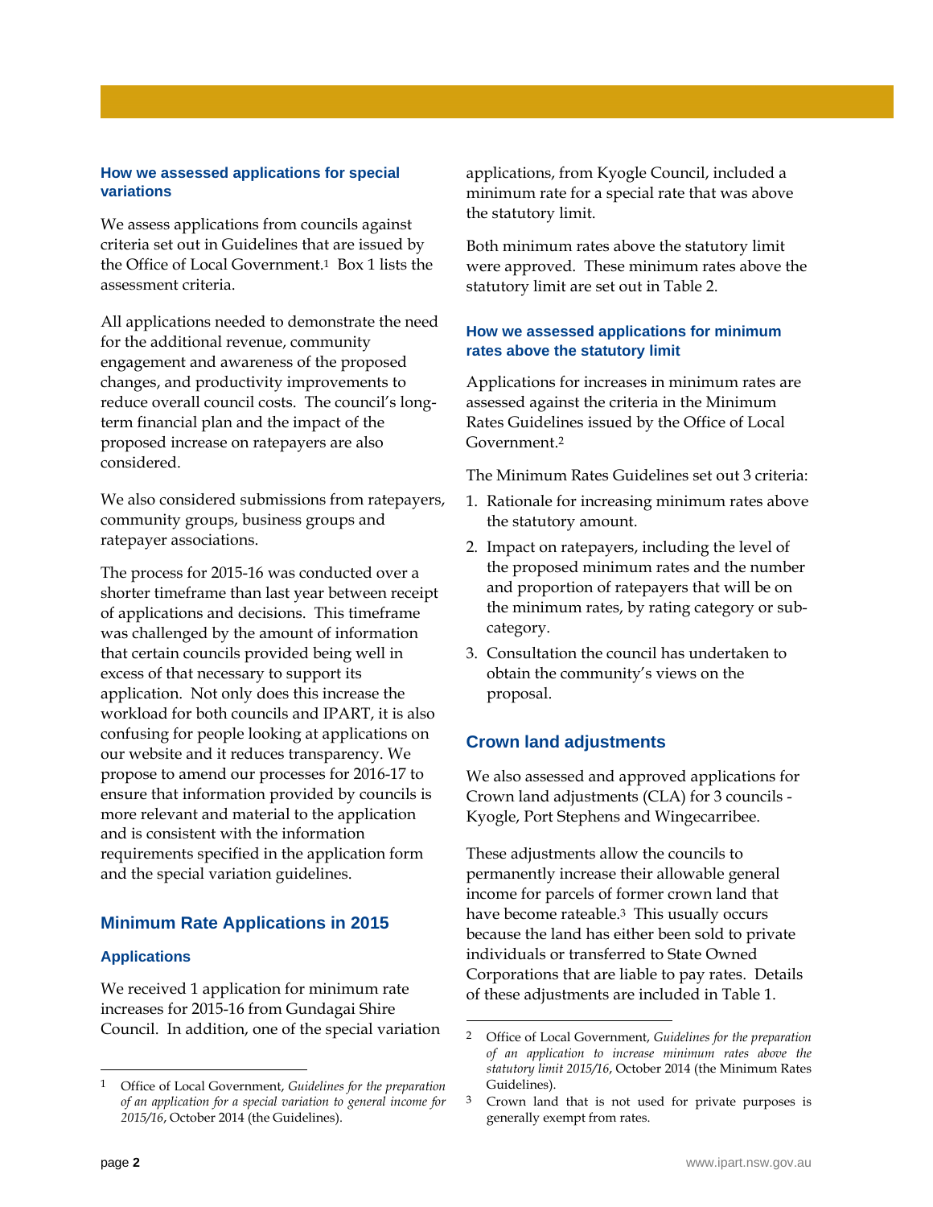### How we assessed applications for special variations

We assess applications from councils against criteria set out in Guidelines that are issued by the Office of Local Government.[1] Box 1 lists the assessment criteria.

All applications needed to demonstrate the need for the additional revenue, community engagement and awareness of the proposed changes, and productivity improvements to reduce overall council costs. The council's long-term financial plan and the impact of the proposed increase on ratepayers are also considered.

We also considered submissions from ratepayers, community groups, business groups and ratepayer associations.

The process for 2015-16 was conducted over a shorter timeframe than last year between receipt of applications and decisions. This timeframe was challenged by the amount of information that certain councils provided being well in excess of that necessary to support its application. Not only does this increase the workload for both councils and IPART, it is also confusing for people looking at applications on our website and it reduces transparency. We propose to amend our processes for 2016-17 to ensure that information provided by councils is more relevant and material to the application and is consistent with the information requirements specified in the application form and the special variation guidelines.

## Minimum Rate Applications in 2015

### Applications

We received 1 application for minimum rate increases for 2015-16 from Gundagai Shire Council. In addition, one of the special variation applications, from Kyogle Council, included a minimum rate for a special rate that was above the statutory limit.

Both minimum rates above the statutory limit were approved. These minimum rates above the statutory limit are set out in Table 2.

### How we assessed applications for minimum rates above the statutory limit

Applications for increases in minimum rates are assessed against the criteria in the Minimum Rates Guidelines issued by the Office of Local Government.[2]

The Minimum Rates Guidelines set out 3 criteria:

1. Rationale for increasing minimum rates above the statutory amount.
2. Impact on ratepayers, including the level of the proposed minimum rates and the number and proportion of ratepayers that will be on the minimum rates, by rating category or sub-category.
3. Consultation the council has undertaken to obtain the community's views on the proposal.

## Crown land adjustments

We also assessed and approved applications for Crown land adjustments (CLA) for 3 councils - Kyogle, Port Stephens and Wingecarribee.

These adjustments allow the councils to permanently increase their allowable general income for parcels of former crown land that have become rateable.[3] This usually occurs because the land has either been sold to private individuals or transferred to State Owned Corporations that are liable to pay rates. Details of these adjustments are included in Table 1.

---

[1] Office of Local Government, *Guidelines for the preparation of an application for a special variation to general income for 2015/16*, October 2014 (the Guidelines).

[2] Office of Local Government, *Guidelines for the preparation of an application to increase minimum rates above the statutory limit 2015/16*, October 2014 (the Minimum Rates Guidelines).

[3] Crown land that is not used for private purposes is generally exempt from rates.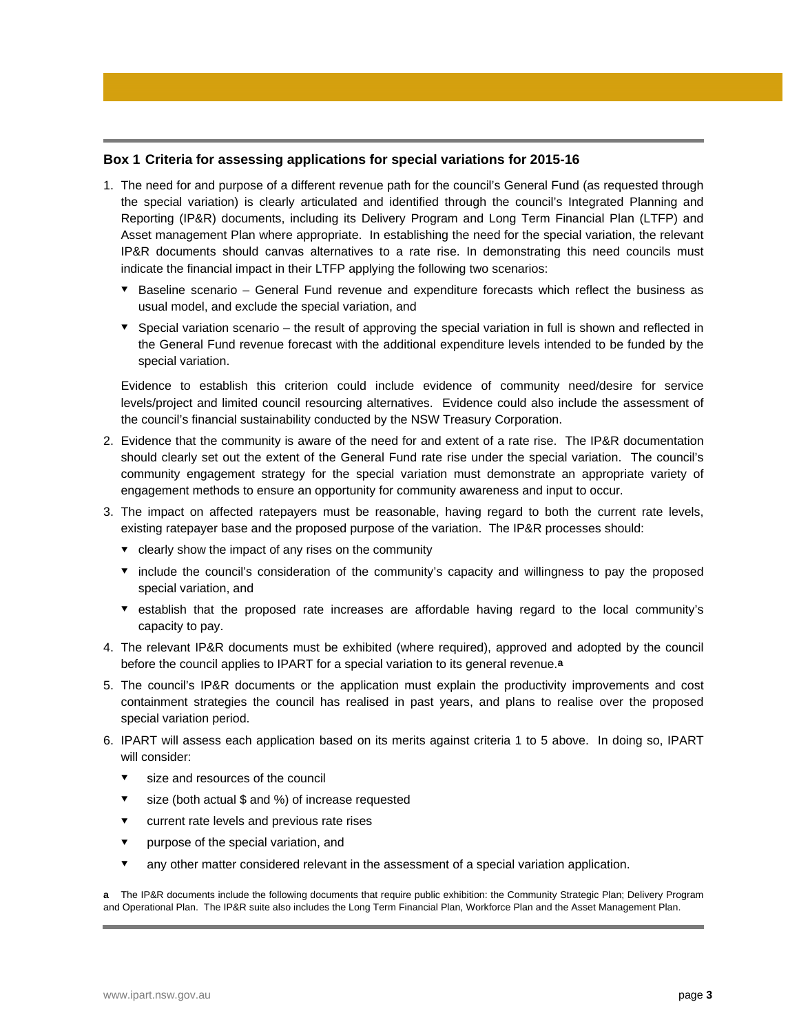**Box 1 Criteria for assessing applications for special variations for 2015-16**

1. The need for and purpose of a different revenue path for the council's General Fund (as requested through the special variation) is clearly articulated and identified through the council's Integrated Planning and Reporting (IP&R) documents, including its Delivery Program and Long Term Financial Plan (LTFP) and Asset management Plan where appropriate. In establishing the need for the special variation, the relevant IP&R documents should canvas alternatives to a rate rise. In demonstrating this need councils must indicate the financial impact in their LTFP applying the following two scenarios:
   - Baseline scenario – General Fund revenue and expenditure forecasts which reflect the business as usual model, and exclude the special variation, and
   - Special variation scenario – the result of approving the special variation in full is shown and reflected in the General Fund revenue forecast with the additional expenditure levels intended to be funded by the special variation.

   Evidence to establish this criterion could include evidence of community need/desire for service levels/project and limited council resourcing alternatives. Evidence could also include the assessment of the council's financial sustainability conducted by the NSW Treasury Corporation.
2. Evidence that the community is aware of the need for and extent of a rate rise. The IP&R documentation should clearly set out the extent of the General Fund rate rise under the special variation. The council's community engagement strategy for the special variation must demonstrate an appropriate variety of engagement methods to ensure an opportunity for community awareness and input to occur.
3. The impact on affected ratepayers must be reasonable, having regard to both the current rate levels, existing ratepayer base and the proposed purpose of the variation. The IP&R processes should:
   - clearly show the impact of any rises on the community
   - include the council's consideration of the community's capacity and willingness to pay the proposed special variation, and
   - establish that the proposed rate increases are affordable having regard to the local community's capacity to pay.
4. The relevant IP&R documents must be exhibited (where required), approved and adopted by the council before the council applies to IPART for a special variation to its general revenue.[a]
5. The council's IP&R documents or the application must explain the productivity improvements and cost containment strategies the council has realised in past years, and plans to realise over the proposed special variation period.
6. IPART will assess each application based on its merits against criteria 1 to 5 above. In doing so, IPART will consider:
   - size and resources of the council
   - size (both actual $ and %) of increase requested
   - current rate levels and previous rate rises
   - purpose of the special variation, and
   - any other matter considered relevant in the assessment of a special variation application.

**a** The IP&R documents include the following documents that require public exhibition: the Community Strategic Plan; Delivery Program and Operational Plan. The IP&R suite also includes the Long Term Financial Plan, Workforce Plan and the Asset Management Plan.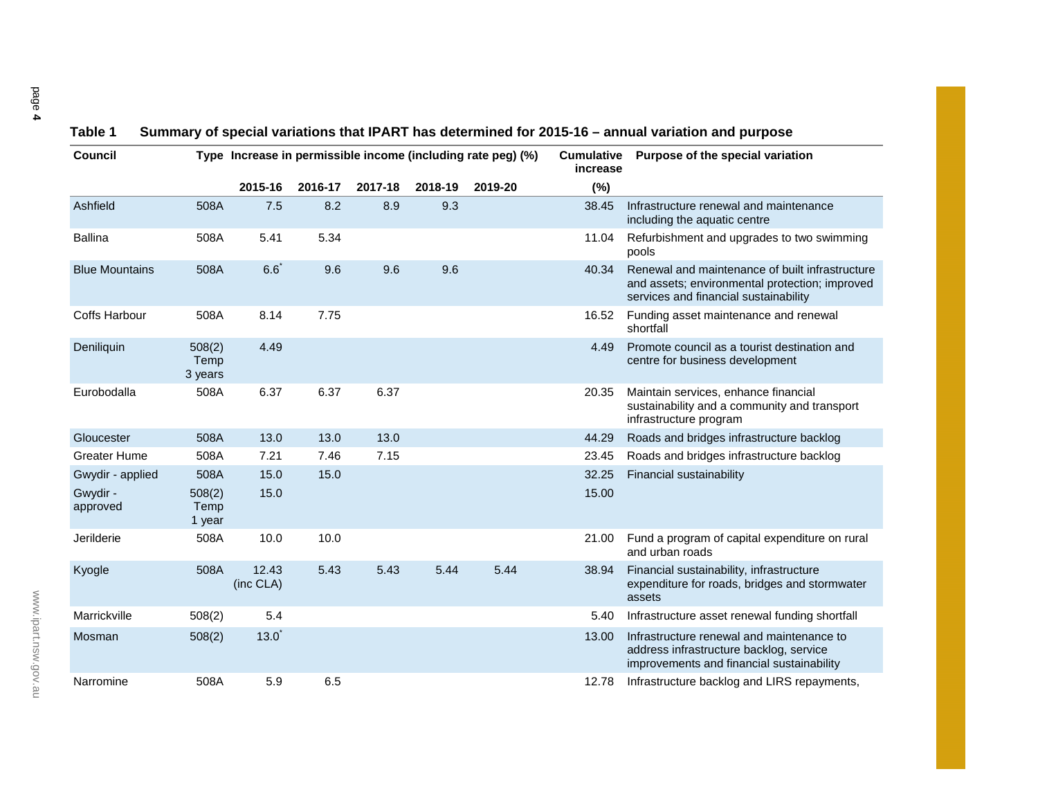**Table 1 Summary of special variations that IPART has determined for 2015-16 – annual variation and purpose**

| Council | Type | Increase in permissible income (including rate peg) (%) | | | | | Cumulative increase | Purpose of the special variation |
|---|---|---|---|---|---|---|---|---|
| | | 2015-16 | 2016-17 | 2017-18 | 2018-19 | 2019-20 | (%) | |
| Ashfield | 508A | 7.5 | 8.2 | 8.9 | 9.3 | | 38.45 | Infrastructure renewal and maintenance including the aquatic centre |
| Ballina | 508A | 5.41 | 5.34 | | | | 11.04 | Refurbishment and upgrades to two swimming pools |
| Blue Mountains | 508A | 6.6* | 9.6 | 9.6 | 9.6 | | 40.34 | Renewal and maintenance of built infrastructure and assets; environmental protection; improved services and financial sustainability |
| Coffs Harbour | 508A | 8.14 | 7.75 | | | | 16.52 | Funding asset maintenance and renewal shortfall |
| Deniliquin | 508(2) Temp 3 years | 4.49 | | | | | 4.49 | Promote council as a tourist destination and centre for business development |
| Eurobodalla | 508A | 6.37 | 6.37 | 6.37 | | | 20.35 | Maintain services, enhance financial sustainability and a community and transport infrastructure program |
| Gloucester | 508A | 13.0 | 13.0 | 13.0 | | | 44.29 | Roads and bridges infrastructure backlog |
| Greater Hume | 508A | 7.21 | 7.46 | 7.15 | | | 23.45 | Roads and bridges infrastructure backlog |
| Gwydir - applied | 508A | 15.0 | 15.0 | | | | 32.25 | Financial sustainability |
| Gwydir - approved | 508(2) Temp 1 year | 15.0 | | | | | 15.00 | |
| Jerilderie | 508A | 10.0 | 10.0 | | | | 21.00 | Fund a program of capital expenditure on rural and urban roads |
| Kyogle | 508A | 12.43 (inc CLA) | 5.43 | 5.43 | 5.44 | 5.44 | 38.94 | Financial sustainability, infrastructure expenditure for roads, bridges and stormwater assets |
| Marrickville | 508(2) | 5.4 | | | | | 5.40 | Infrastructure asset renewal funding shortfall |
| Mosman | 508(2) | 13.0* | | | | | 13.00 | Infrastructure renewal and maintenance to address infrastructure backlog, service improvements and financial sustainability |
| Narromine | 508A | 5.9 | 6.5 | | | | 12.78 | Infrastructure backlog and LIRS repayments, |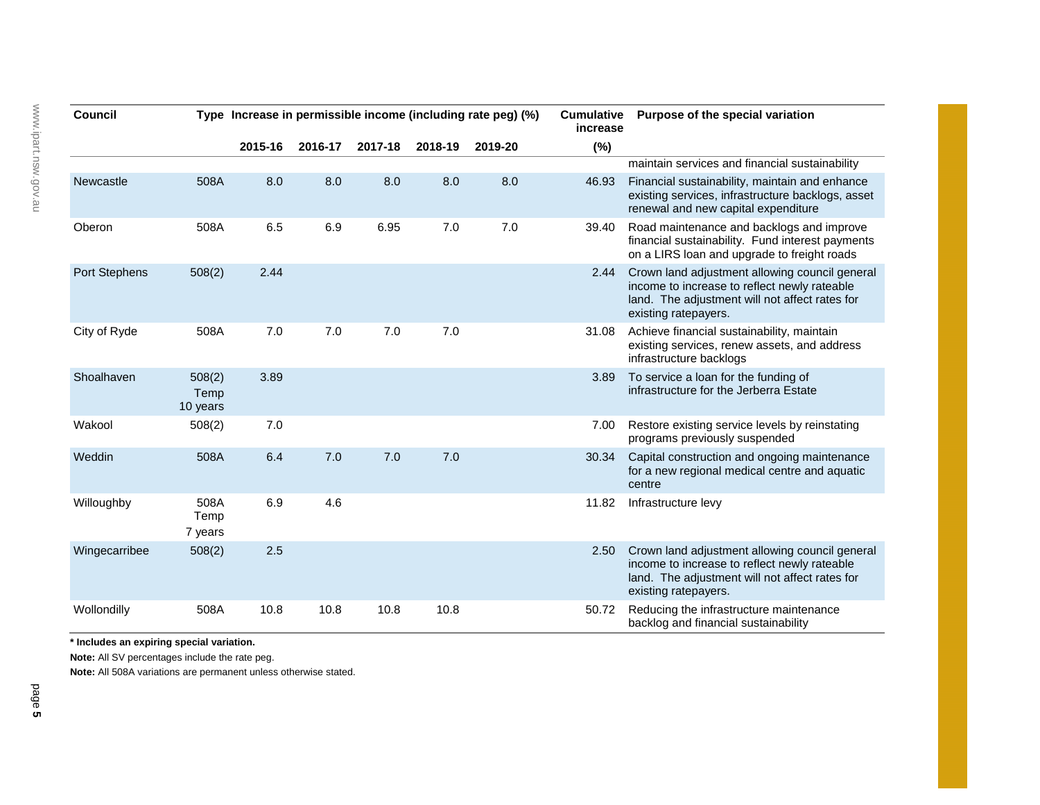| Council | Type | Increase in permissible income (including rate peg) (%) | | | | | Cumulative increase | Purpose of the special variation |
|---|---|---|---|---|---|---|---|---|
| | | 2015-16 | 2016-17 | 2017-18 | 2018-19 | 2019-20 | (%) | |
| | | | | | | | | maintain services and financial sustainability |
| Newcastle | 508A | 8.0 | 8.0 | 8.0 | 8.0 | 8.0 | 46.93 | Financial sustainability, maintain and enhance existing services, infrastructure backlogs, asset renewal and new capital expenditure |
| Oberon | 508A | 6.5 | 6.9 | 6.95 | 7.0 | 7.0 | 39.40 | Road maintenance and backlogs and improve financial sustainability. Fund interest payments on a LIRS loan and upgrade to freight roads |
| Port Stephens | 508(2) | 2.44 | | | | | 2.44 | Crown land adjustment allowing council general income to increase to reflect newly rateable land. The adjustment will not affect rates for existing ratepayers. |
| City of Ryde | 508A | 7.0 | 7.0 | 7.0 | 7.0 | | 31.08 | Achieve financial sustainability, maintain existing services, renew assets, and address infrastructure backlogs |
| Shoalhaven | 508(2) Temp 10 years | 3.89 | | | | | 3.89 | To service a loan for the funding of infrastructure for the Jerberra Estate |
| Wakool | 508(2) | 7.0 | | | | | 7.00 | Restore existing service levels by reinstating programs previously suspended |
| Weddin | 508A | 6.4 | 7.0 | 7.0 | 7.0 | | 30.34 | Capital construction and ongoing maintenance for a new regional medical centre and aquatic centre |
| Willoughby | 508A Temp 7 years | 6.9 | 4.6 | | | | 11.82 | Infrastructure levy |
| Wingecarribee | 508(2) | 2.5 | | | | | 2.50 | Crown land adjustment allowing council general income to increase to reflect newly rateable land. The adjustment will not affect rates for existing ratepayers. |
| Wollondilly | 508A | 10.8 | 10.8 | 10.8 | 10.8 | | 50.72 | Reducing the infrastructure maintenance backlog and financial sustainability |

**\* Includes an expiring special variation.**

**Note:** All SV percentages include the rate peg.

**Note:** All 508A variations are permanent unless otherwise stated.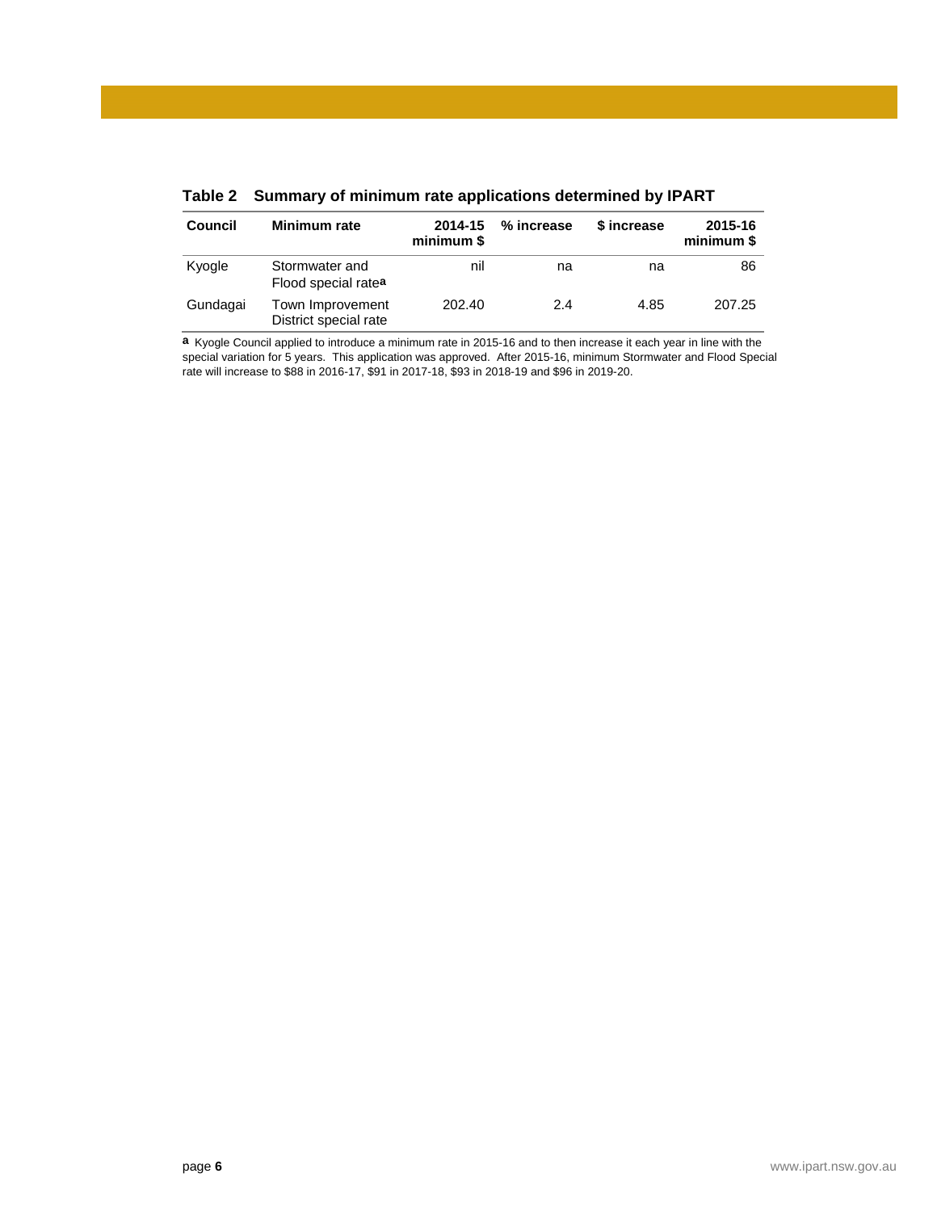**Table 2 Summary of minimum rate applications determined by IPART**

| Council | Minimum rate | 2014-15 minimum $ | % increase | $ increase | 2015-16 minimum $ |
|---|---|---|---|---|---|
| Kyogle | Stormwater and Flood special rate[a] | nil | na | na | 86 |
| Gundagai | Town Improvement District special rate | 202.40 | 2.4 | 4.85 | 207.25 |

[a] Kyogle Council applied to introduce a minimum rate in 2015-16 and to then increase it each year in line with the special variation for 5 years. This application was approved. After 2015-16, minimum Stormwater and Flood Special rate will increase to $88 in 2016-17, $91 in 2017-18, $93 in 2018-19 and $96 in 2019-20.